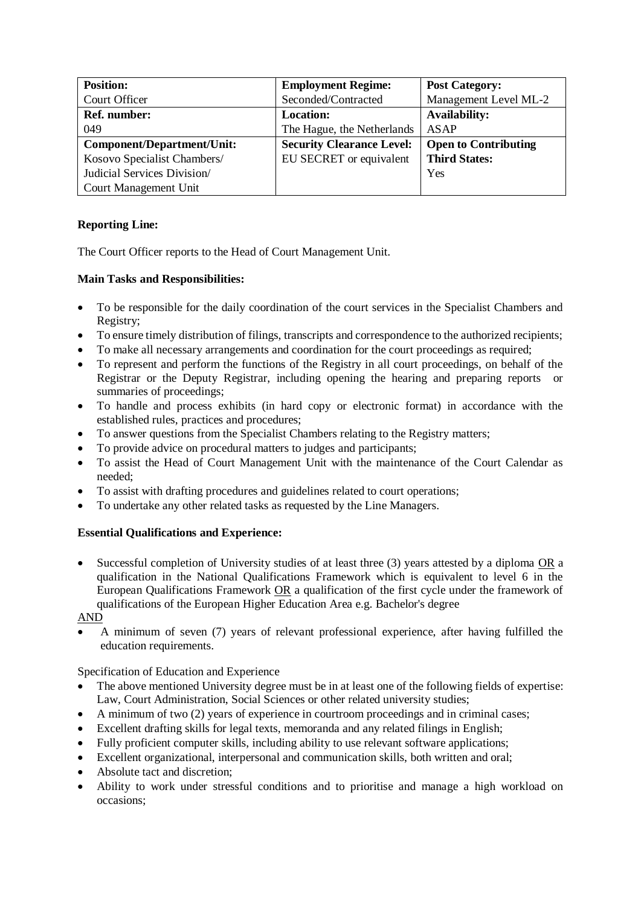| **Position:**<br>Court Officer | **Employment Regime:**<br>Seconded/Contracted | **Post Category:**<br>Management Level ML-2 |
|---|---|---|
| **Ref. number:**<br>049 | **Location:**<br>The Hague, the Netherlands | **Availability:**<br>ASAP |
| **Component/Department/Unit:**<br>Kosovo Specialist Chambers/ Judicial Services Division/ Court Management Unit | **Security Clearance Level:**<br>EU SECRET or equivalent | **Open to Contributing Third States:**<br>Yes |

**Reporting Line:**

The Court Officer reports to the Head of Court Management Unit.

**Main Tasks and Responsibilities:**

- To be responsible for the daily coordination of the court services in the Specialist Chambers and Registry;
- To ensure timely distribution of filings, transcripts and correspondence to the authorized recipients;
- To make all necessary arrangements and coordination for the court proceedings as required;
- To represent and perform the functions of the Registry in all court proceedings, on behalf of the Registrar or the Deputy Registrar, including opening the hearing and preparing reports or summaries of proceedings;
- To handle and process exhibits (in hard copy or electronic format) in accordance with the established rules, practices and procedures;
- To answer questions from the Specialist Chambers relating to the Registry matters;
- To provide advice on procedural matters to judges and participants;
- To assist the Head of Court Management Unit with the maintenance of the Court Calendar as needed;
- To assist with drafting procedures and guidelines related to court operations;
- To undertake any other related tasks as requested by the Line Managers.

**Essential Qualifications and Experience:**

- Successful completion of University studies of at least three (3) years attested by a diploma <u>OR</u> a qualification in the National Qualifications Framework which is equivalent to level 6 in the European Qualifications Framework <u>OR</u> a qualification of the first cycle under the framework of qualifications of the European Higher Education Area e.g. Bachelor's degree

<u>AND</u>

- A minimum of seven (7) years of relevant professional experience, after having fulfilled the education requirements.

Specification of Education and Experience

- The above mentioned University degree must be in at least one of the following fields of expertise: Law, Court Administration, Social Sciences or other related university studies;
- A minimum of two (2) years of experience in courtroom proceedings and in criminal cases;
- Excellent drafting skills for legal texts, memoranda and any related filings in English;
- Fully proficient computer skills, including ability to use relevant software applications;
- Excellent organizational, interpersonal and communication skills, both written and oral;
- Absolute tact and discretion;
- Ability to work under stressful conditions and to prioritise and manage a high workload on occasions;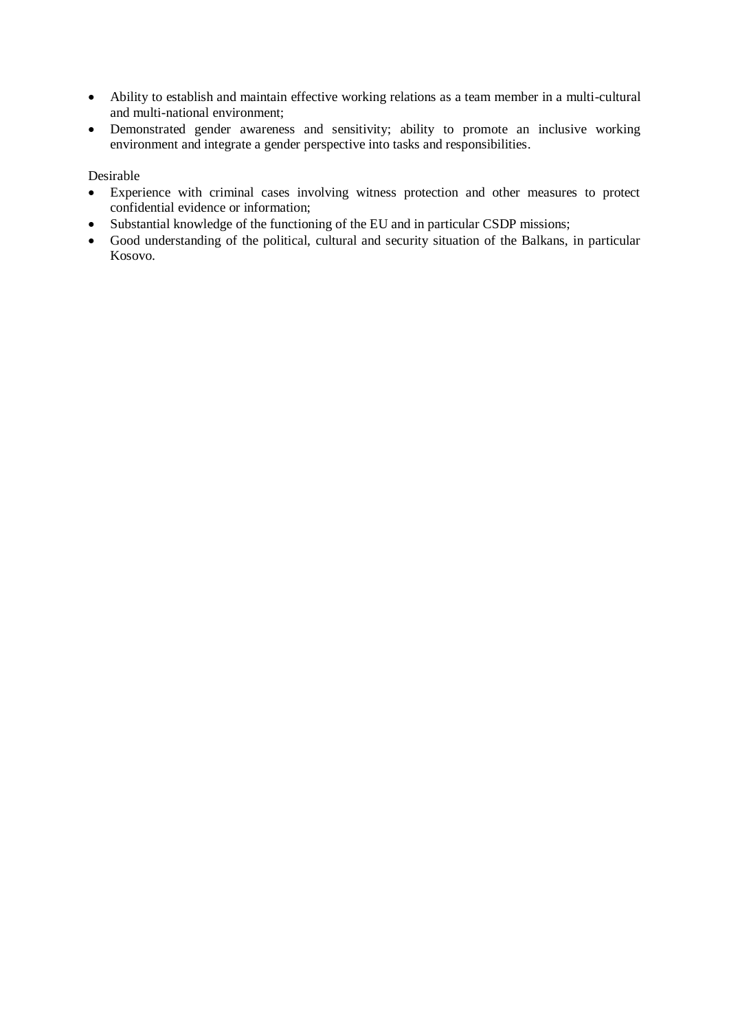- Ability to establish and maintain effective working relations as a team member in a multi-cultural and multi-national environment;
- Demonstrated gender awareness and sensitivity; ability to promote an inclusive working environment and integrate a gender perspective into tasks and responsibilities.

Desirable

- Experience with criminal cases involving witness protection and other measures to protect confidential evidence or information;
- Substantial knowledge of the functioning of the EU and in particular CSDP missions;
- Good understanding of the political, cultural and security situation of the Balkans, in particular Kosovo.